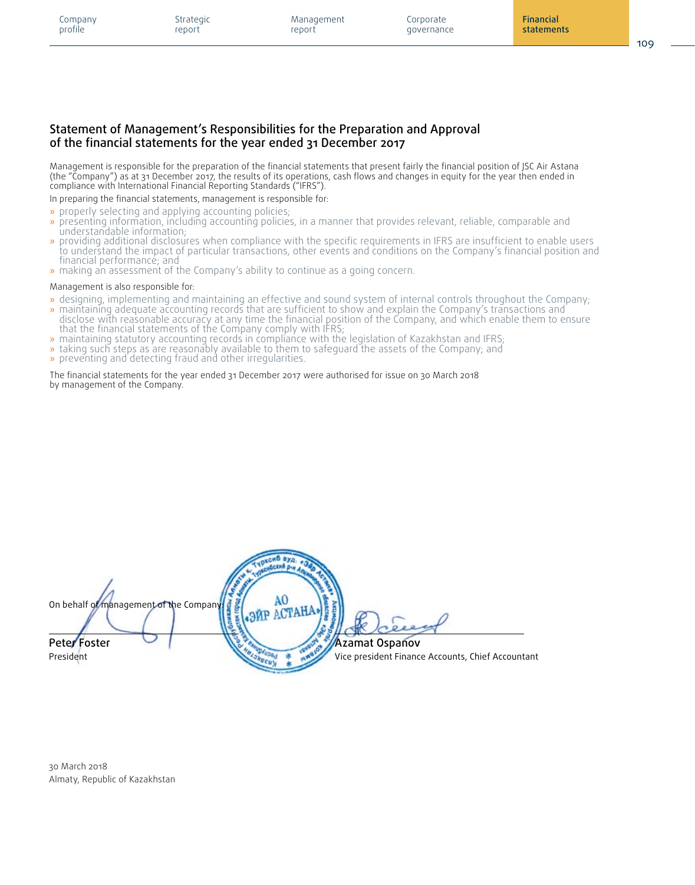## Statement of Management's Responsibilities for the Preparation and Approval of the financial statements for the year ended 31 December 2017

Management is responsible for the preparation of the financial statements that present fairly the financial position of JSC Air Astana (the "Company") as at 31 December 2017, the results of its operations, cash flows and changes in equity for the year then ended in compliance with International Financial Reporting Standards ("IFRS").

In preparing the financial statements, management is responsible for:

- properly selecting and applying accounting policies;
- presenting information, including accounting policies, in a manner that provides relevant, reliable, comparable and understandable information;
- providing additional disclosures when compliance with the specific requirements in IFRS are insufficient to enable users to understand the impact of particular transactions, other events and conditions on the Company's financial position and financial performance; and
- making an assessment of the Company's ability to continue as a going concern.

Management is also responsible for:

- designing, implementing and maintaining an effective and sound system of internal controls throughout the Company;
- maintaining adequate accounting records that are sufficient to show and explain the Company's transactions and disclose with reasonable accuracy at any time the financial position of the Company, and which enable them to ensure that the financial statements of the Company comply with IFRS;
- maintaining statutory accounting records in compliance with the legislation of Kazakhstan and IFRS;
- taking such steps as are reasonably available to them to safeguard the assets of the Company; and
- preventing and detecting fraud and other irregularities.

The financial statements for the year ended 31 December 2017 were authorised for issue on 30 March 2018 by management of the Company.

On behalf of management of the Company:

**Peter Foster**
President

**Azamat Ospanov**
Vice president Finance Accounts, Chief Accountant

30 March 2018
Almaty, Republic of Kazakhstan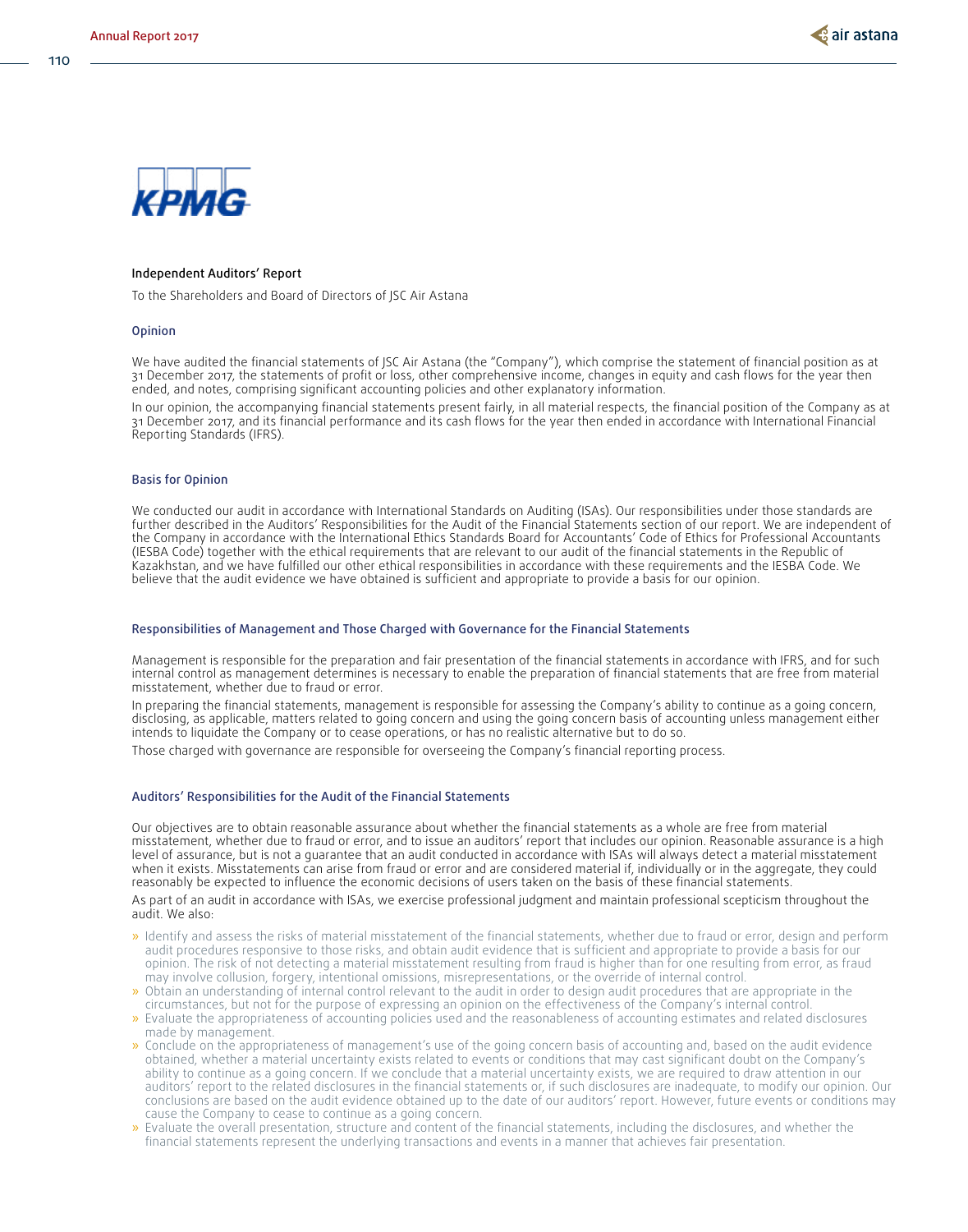KPMG

## Independent Auditors' Report

To the Shareholders and Board of Directors of JSC Air Astana

### Opinion

We have audited the financial statements of JSC Air Astana (the "Company"), which comprise the statement of financial position as at 31 December 2017, the statements of profit or loss, other comprehensive income, changes in equity and cash flows for the year then ended, and notes, comprising significant accounting policies and other explanatory information.

In our opinion, the accompanying financial statements present fairly, in all material respects, the financial position of the Company as at 31 December 2017, and its financial performance and its cash flows for the year then ended in accordance with International Financial Reporting Standards (IFRS).

### Basis for Opinion

We conducted our audit in accordance with International Standards on Auditing (ISAs). Our responsibilities under those standards are further described in the Auditors' Responsibilities for the Audit of the Financial Statements section of our report. We are independent of the Company in accordance with the International Ethics Standards Board for Accountants' Code of Ethics for Professional Accountants (IESBA Code) together with the ethical requirements that are relevant to our audit of the financial statements in the Republic of Kazakhstan, and we have fulfilled our other ethical responsibilities in accordance with these requirements and the IESBA Code. We believe that the audit evidence we have obtained is sufficient and appropriate to provide a basis for our opinion.

### Responsibilities of Management and Those Charged with Governance for the Financial Statements

Management is responsible for the preparation and fair presentation of the financial statements in accordance with IFRS, and for such internal control as management determines is necessary to enable the preparation of financial statements that are free from material misstatement, whether due to fraud or error.

In preparing the financial statements, management is responsible for assessing the Company's ability to continue as a going concern, disclosing, as applicable, matters related to going concern and using the going concern basis of accounting unless management either intends to liquidate the Company or to cease operations, or has no realistic alternative but to do so.

Those charged with governance are responsible for overseeing the Company's financial reporting process.

### Auditors' Responsibilities for the Audit of the Financial Statements

Our objectives are to obtain reasonable assurance about whether the financial statements as a whole are free from material misstatement, whether due to fraud or error, and to issue an auditors' report that includes our opinion. Reasonable assurance is a high level of assurance, but is not a guarantee that an audit conducted in accordance with ISAs will always detect a material misstatement when it exists. Misstatements can arise from fraud or error and are considered material if, individually or in the aggregate, they could reasonably be expected to influence the economic decisions of users taken on the basis of these financial statements.

As part of an audit in accordance with ISAs, we exercise professional judgment and maintain professional scepticism throughout the audit. We also:

- Identify and assess the risks of material misstatement of the financial statements, whether due to fraud or error, design and perform audit procedures responsive to those risks, and obtain audit evidence that is sufficient and appropriate to provide a basis for our opinion. The risk of not detecting a material misstatement resulting from fraud is higher than for one resulting from error, as fraud may involve collusion, forgery, intentional omissions, misrepresentations, or the override of internal control.
- Obtain an understanding of internal control relevant to the audit in order to design audit procedures that are appropriate in the circumstances, but not for the purpose of expressing an opinion on the effectiveness of the Company's internal control.
- Evaluate the appropriateness of accounting policies used and the reasonableness of accounting estimates and related disclosures made by management.
- Conclude on the appropriateness of management's use of the going concern basis of accounting and, based on the audit evidence obtained, whether a material uncertainty exists related to events or conditions that may cast significant doubt on the Company's ability to continue as a going concern. If we conclude that a material uncertainty exists, we are required to draw attention in our auditors' report to the related disclosures in the financial statements or, if such disclosures are inadequate, to modify our opinion. Our conclusions are based on the audit evidence obtained up to the date of our auditors' report. However, future events or conditions may cause the Company to cease to continue as a going concern.
- Evaluate the overall presentation, structure and content of the financial statements, including the disclosures, and whether the financial statements represent the underlying transactions and events in a manner that achieves fair presentation.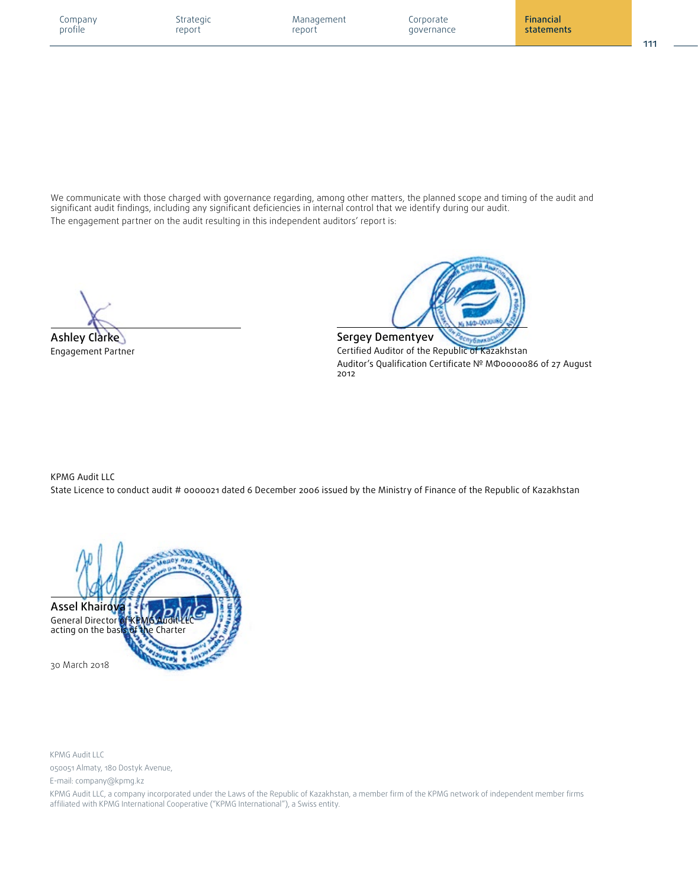We communicate with those charged with governance regarding, among other matters, the planned scope and timing of the audit and significant audit findings, including any significant deficiencies in internal control that we identify during our audit.

The engagement partner on the audit resulting in this independent auditors' report is:

**Ashley Clarke**
Engagement Partner

**Sergey Dementyev**
Certified Auditor of the Republic of Kazakhstan
Auditor's Qualification Certificate № МФ0000086 of 27 August 2012

KPMG Audit LLC
State Licence to conduct audit # 0000021 dated 6 December 2006 issued by the Ministry of Finance of the Republic of Kazakhstan

**Assel Khairova**
General Director of KPMG Audit LLC
acting on the basis of the Charter

30 March 2018

KPMG Audit LLC

050051 Almaty, 180 Dostyk Avenue,

E-mail: company@kpmg.kz

KPMG Audit LLC, a company incorporated under the Laws of the Republic of Kazakhstan, a member firm of the KPMG network of independent member firms affiliated with KPMG International Cooperative ("KPMG International"), a Swiss entity.